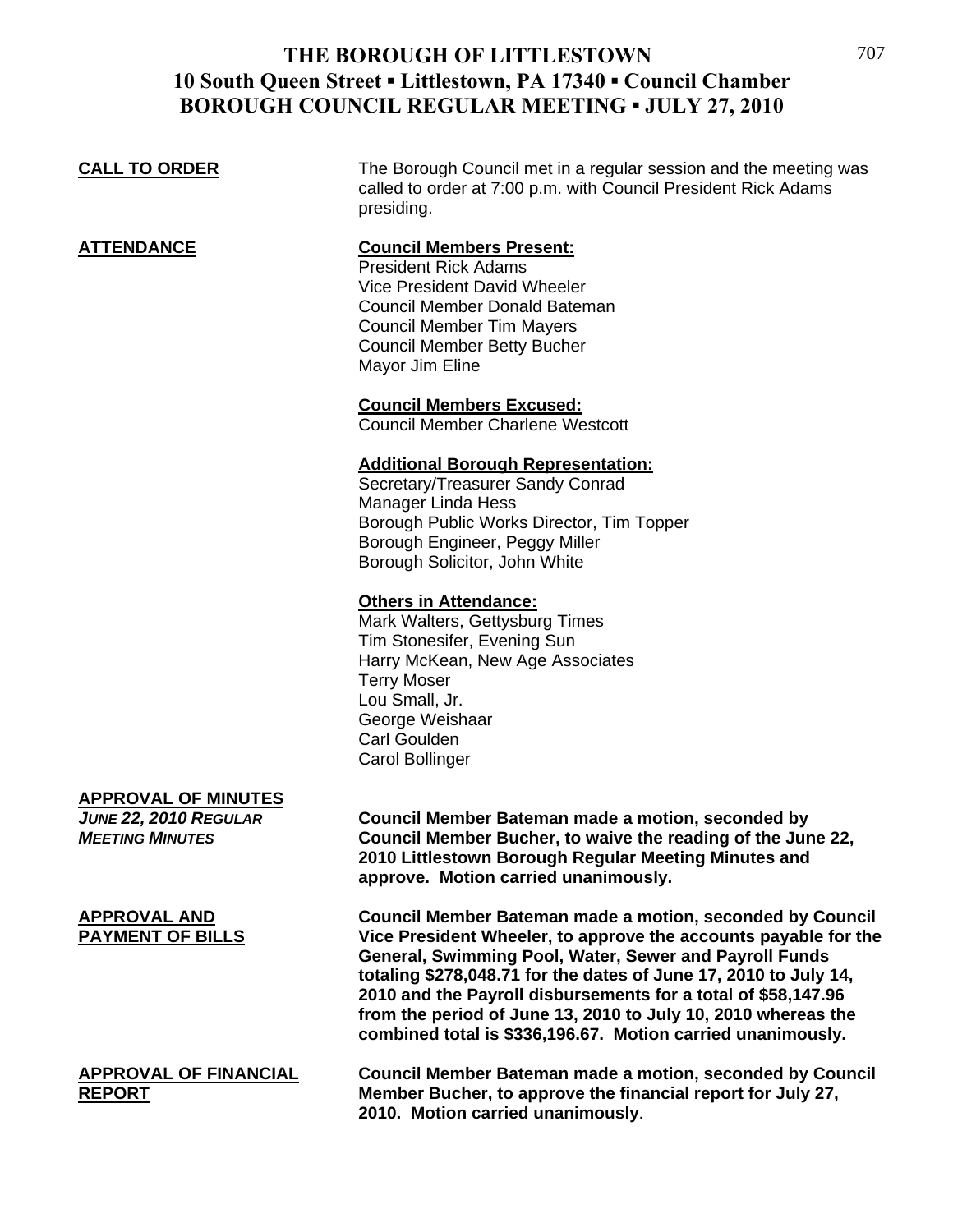# THE BOROUGH OF LITTLESTOWN
## 10 South Queen Street ▪ Littlestown, PA 17340 ▪ Council Chamber
## BOROUGH COUNCIL REGULAR MEETING ▪ JULY 27, 2010

**CALL TO ORDER**

The Borough Council met in a regular session and the meeting was called to order at 7:00 p.m. with Council President Rick Adams presiding.

**ATTENDANCE**

**Council Members Present:**
President Rick Adams
Vice President David Wheeler
Council Member Donald Bateman
Council Member Tim Mayers
Council Member Betty Bucher
Mayor Jim Eline

**Council Members Excused:**
Council Member Charlene Westcott

**Additional Borough Representation:**
Secretary/Treasurer Sandy Conrad
Manager Linda Hess
Borough Public Works Director, Tim Topper
Borough Engineer, Peggy Miller
Borough Solicitor, John White

**Others in Attendance:**
Mark Walters, Gettysburg Times
Tim Stonesifer, Evening Sun
Harry McKean, New Age Associates
Terry Moser
Lou Small, Jr.
George Weishaar
Carl Goulden
Carol Bollinger

**APPROVAL OF MINUTES**

***JUNE 22, 2010 REGULAR MEETING MINUTES***

**Council Member Bateman made a motion, seconded by Council Member Bucher, to waive the reading of the June 22, 2010 Littlestown Borough Regular Meeting Minutes and approve. Motion carried unanimously.**

**APPROVAL AND PAYMENT OF BILLS**

**Council Member Bateman made a motion, seconded by Council Vice President Wheeler, to approve the accounts payable for the General, Swimming Pool, Water, Sewer and Payroll Funds totaling $278,048.71 for the dates of June 17, 2010 to July 14, 2010 and the Payroll disbursements for a total of $58,147.96 from the period of June 13, 2010 to July 10, 2010 whereas the combined total is $336,196.67. Motion carried unanimously.**

**APPROVAL OF FINANCIAL REPORT**

**Council Member Bateman made a motion, seconded by Council Member Bucher, to approve the financial report for July 27, 2010. Motion carried unanimously**.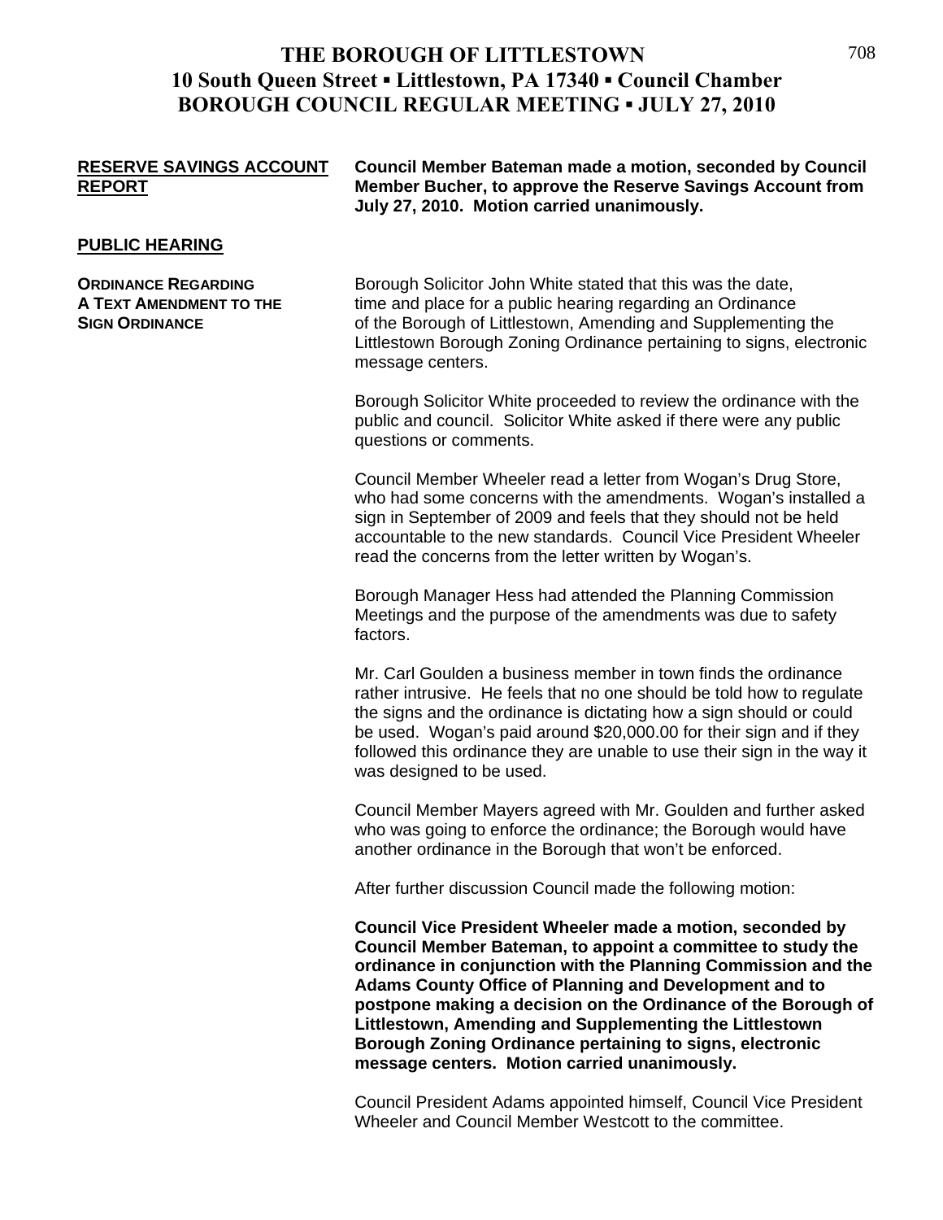# THE BOROUGH OF LITTLESTOWN
## 10 South Queen Street ▪ Littlestown, PA 17340 ▪ Council Chamber
## BOROUGH COUNCIL REGULAR MEETING ▪ JULY 27, 2010

**RESERVE SAVINGS ACCOUNT REPORT**

**Council Member Bateman made a motion, seconded by Council Member Bucher, to approve the Reserve Savings Account from July 27, 2010. Motion carried unanimously.**

**PUBLIC HEARING**

**ORDINANCE REGARDING A TEXT AMENDMENT TO THE SIGN ORDINANCE**

Borough Solicitor John White stated that this was the date, time and place for a public hearing regarding an Ordinance of the Borough of Littlestown, Amending and Supplementing the Littlestown Borough Zoning Ordinance pertaining to signs, electronic message centers.

Borough Solicitor White proceeded to review the ordinance with the public and council. Solicitor White asked if there were any public questions or comments.

Council Member Wheeler read a letter from Wogan's Drug Store, who had some concerns with the amendments. Wogan's installed a sign in September of 2009 and feels that they should not be held accountable to the new standards. Council Vice President Wheeler read the concerns from the letter written by Wogan's.

Borough Manager Hess had attended the Planning Commission Meetings and the purpose of the amendments was due to safety factors.

Mr. Carl Goulden a business member in town finds the ordinance rather intrusive. He feels that no one should be told how to regulate the signs and the ordinance is dictating how a sign should or could be used. Wogan's paid around $20,000.00 for their sign and if they followed this ordinance they are unable to use their sign in the way it was designed to be used.

Council Member Mayers agreed with Mr. Goulden and further asked who was going to enforce the ordinance; the Borough would have another ordinance in the Borough that won't be enforced.

After further discussion Council made the following motion:

**Council Vice President Wheeler made a motion, seconded by Council Member Bateman, to appoint a committee to study the ordinance in conjunction with the Planning Commission and the Adams County Office of Planning and Development and to postpone making a decision on the Ordinance of the Borough of Littlestown, Amending and Supplementing the Littlestown Borough Zoning Ordinance pertaining to signs, electronic message centers. Motion carried unanimously.**

Council President Adams appointed himself, Council Vice President Wheeler and Council Member Westcott to the committee.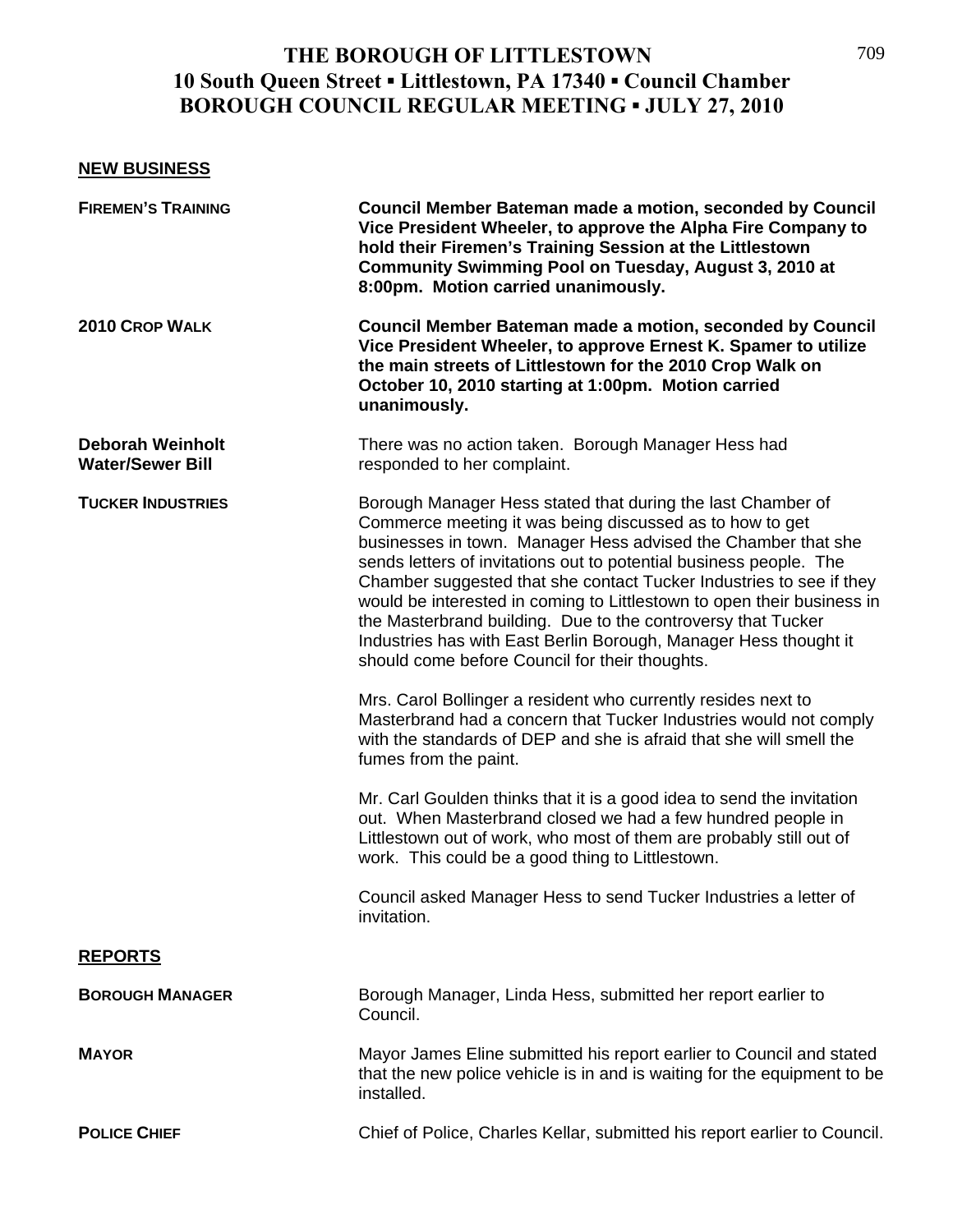# THE BOROUGH OF LITTLESTOWN
## 10 South Queen Street ▪ Littlestown, PA 17340 ▪ Council Chamber
## BOROUGH COUNCIL REGULAR MEETING ▪ JULY 27, 2010

### NEW BUSINESS

**FIREMEN'S TRAINING**

**Council Member Bateman made a motion, seconded by Council Vice President Wheeler, to approve the Alpha Fire Company to hold their Firemen's Training Session at the Littlestown Community Swimming Pool on Tuesday, August 3, 2010 at 8:00pm. Motion carried unanimously.**

**2010 CROP WALK**

**Council Member Bateman made a motion, seconded by Council Vice President Wheeler, to approve Ernest K. Spamer to utilize the main streets of Littlestown for the 2010 Crop Walk on October 10, 2010 starting at 1:00pm. Motion carried unanimously.**

**Deborah Weinholt Water/Sewer Bill**

There was no action taken. Borough Manager Hess had responded to her complaint.

**TUCKER INDUSTRIES**

Borough Manager Hess stated that during the last Chamber of Commerce meeting it was being discussed as to how to get businesses in town. Manager Hess advised the Chamber that she sends letters of invitations out to potential business people. The Chamber suggested that she contact Tucker Industries to see if they would be interested in coming to Littlestown to open their business in the Masterbrand building. Due to the controversy that Tucker Industries has with East Berlin Borough, Manager Hess thought it should come before Council for their thoughts.

Mrs. Carol Bollinger a resident who currently resides next to Masterbrand had a concern that Tucker Industries would not comply with the standards of DEP and she is afraid that she will smell the fumes from the paint.

Mr. Carl Goulden thinks that it is a good idea to send the invitation out. When Masterbrand closed we had a few hundred people in Littlestown out of work, who most of them are probably still out of work. This could be a good thing to Littlestown.

Council asked Manager Hess to send Tucker Industries a letter of invitation.

### REPORTS

**BOROUGH MANAGER**

Borough Manager, Linda Hess, submitted her report earlier to Council.

**MAYOR**

Mayor James Eline submitted his report earlier to Council and stated that the new police vehicle is in and is waiting for the equipment to be installed.

**POLICE CHIEF**

Chief of Police, Charles Kellar, submitted his report earlier to Council.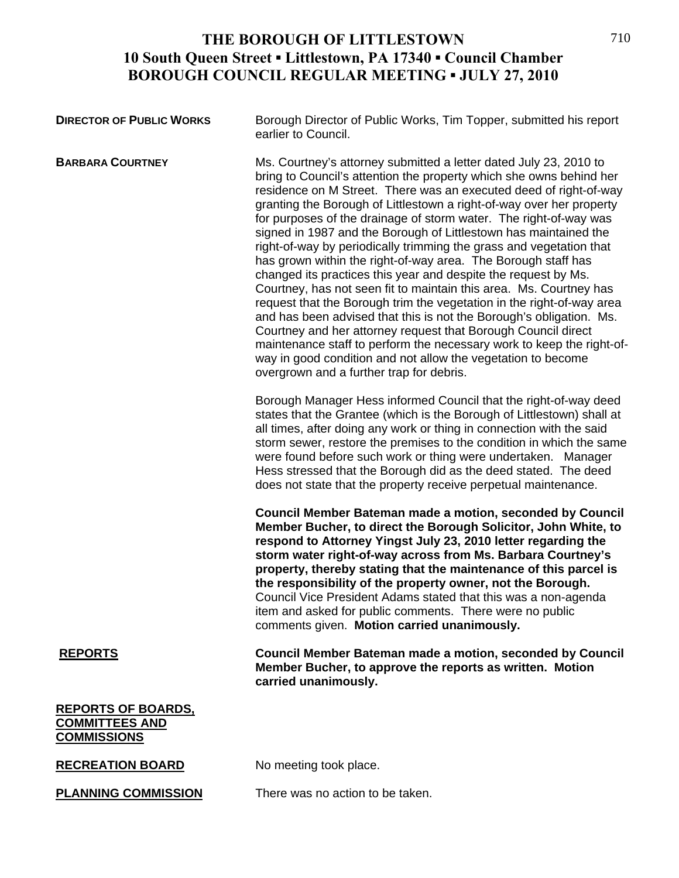# THE BOROUGH OF LITTLESTOWN
## 10 South Queen Street ▪ Littlestown, PA 17340 ▪ Council Chamber
## BOROUGH COUNCIL REGULAR MEETING ▪ JULY 27, 2010

**DIRECTOR OF PUBLIC WORKS**

Borough Director of Public Works, Tim Topper, submitted his report earlier to Council.

**BARBARA COURTNEY**

Ms. Courtney's attorney submitted a letter dated July 23, 2010 to bring to Council's attention the property which she owns behind her residence on M Street. There was an executed deed of right-of-way granting the Borough of Littlestown a right-of-way over her property for purposes of the drainage of storm water. The right-of-way was signed in 1987 and the Borough of Littlestown has maintained the right-of-way by periodically trimming the grass and vegetation that has grown within the right-of-way area. The Borough staff has changed its practices this year and despite the request by Ms. Courtney, has not seen fit to maintain this area. Ms. Courtney has request that the Borough trim the vegetation in the right-of-way area and has been advised that this is not the Borough's obligation. Ms. Courtney and her attorney request that Borough Council direct maintenance staff to perform the necessary work to keep the right-of-way in good condition and not allow the vegetation to become overgrown and a further trap for debris.

Borough Manager Hess informed Council that the right-of-way deed states that the Grantee (which is the Borough of Littlestown) shall at all times, after doing any work or thing in connection with the said storm sewer, restore the premises to the condition in which the same were found before such work or thing were undertaken. Manager Hess stressed that the Borough did as the deed stated. The deed does not state that the property receive perpetual maintenance.

**Council Member Bateman made a motion, seconded by Council Member Bucher, to direct the Borough Solicitor, John White, to respond to Attorney Yingst July 23, 2010 letter regarding the storm water right-of-way across from Ms. Barbara Courtney's property, thereby stating that the maintenance of this parcel is the responsibility of the property owner, not the Borough.** Council Vice President Adams stated that this was a non-agenda item and asked for public comments. There were no public comments given. **Motion carried unanimously.**

**REPORTS**

**Council Member Bateman made a motion, seconded by Council Member Bucher, to approve the reports as written. Motion carried unanimously.**

**REPORTS OF BOARDS, COMMITTEES AND COMMISSIONS**

**RECREATION BOARD**

No meeting took place.

**PLANNING COMMISSION**

There was no action to be taken.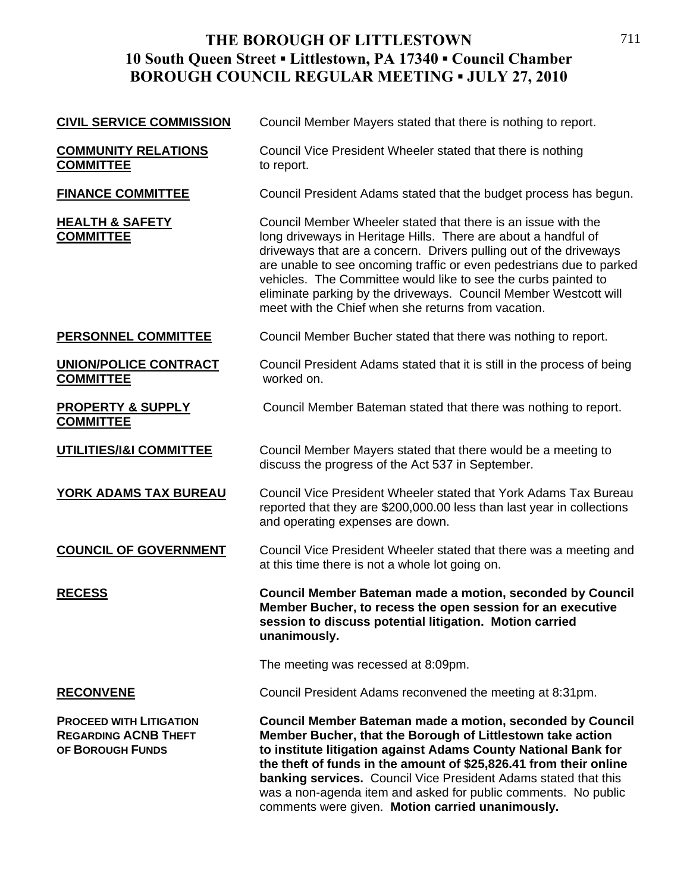# THE BOROUGH OF LITTLESTOWN
## 10 South Queen Street ▪ Littlestown, PA 17340 ▪ Council Chamber
## BOROUGH COUNCIL REGULAR MEETING ▪ JULY 27, 2010

**CIVIL SERVICE COMMISSION**
Council Member Mayers stated that there is nothing to report.

**COMMUNITY RELATIONS COMMITTEE**
Council Vice President Wheeler stated that there is nothing to report.

**FINANCE COMMITTEE**
Council President Adams stated that the budget process has begun.

**HEALTH & SAFETY COMMITTEE**
Council Member Wheeler stated that there is an issue with the long driveways in Heritage Hills. There are about a handful of driveways that are a concern. Drivers pulling out of the driveways are unable to see oncoming traffic or even pedestrians due to parked vehicles. The Committee would like to see the curbs painted to eliminate parking by the driveways. Council Member Westcott will meet with the Chief when she returns from vacation.

**PERSONNEL COMMITTEE**
Council Member Bucher stated that there was nothing to report.

**UNION/POLICE CONTRACT COMMITTEE**
Council President Adams stated that it is still in the process of being worked on.

**PROPERTY & SUPPLY COMMITTEE**
Council Member Bateman stated that there was nothing to report.

**UTILITIES/I&I COMMITTEE**
Council Member Mayers stated that there would be a meeting to discuss the progress of the Act 537 in September.

**YORK ADAMS TAX BUREAU**
Council Vice President Wheeler stated that York Adams Tax Bureau reported that they are $200,000.00 less than last year in collections and operating expenses are down.

**COUNCIL OF GOVERNMENT**
Council Vice President Wheeler stated that there was a meeting and at this time there is not a whole lot going on.

**RECESS**
**Council Member Bateman made a motion, seconded by Council Member Bucher, to recess the open session for an executive session to discuss potential litigation. Motion carried unanimously.**

The meeting was recessed at 8:09pm.

**RECONVENE**
Council President Adams reconvened the meeting at 8:31pm.

**PROCEED WITH LITIGATION REGARDING ACNB THEFT OF BOROUGH FUNDS**
**Council Member Bateman made a motion, seconded by Council Member Bucher, that the Borough of Littlestown take action to institute litigation against Adams County National Bank for the theft of funds in the amount of $25,826.41 from their online banking services.** Council Vice President Adams stated that this was a non-agenda item and asked for public comments. No public comments were given. **Motion carried unanimously.**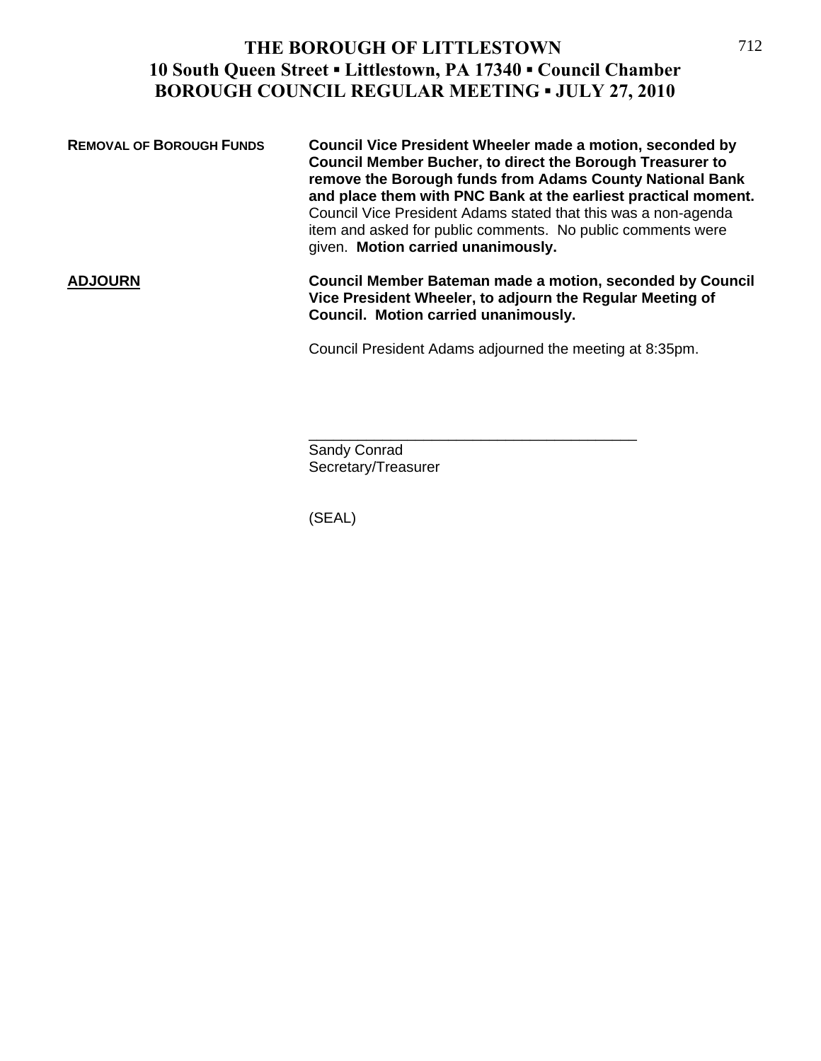**REMOVAL OF BOROUGH FUNDS**

**Council Vice President Wheeler made a motion, seconded by Council Member Bucher, to direct the Borough Treasurer to remove the Borough funds from Adams County National Bank and place them with PNC Bank at the earliest practical moment.** Council Vice President Adams stated that this was a non-agenda item and asked for public comments. No public comments were given. **Motion carried unanimously.**

**ADJOURN**

**Council Member Bateman made a motion, seconded by Council Vice President Wheeler, to adjourn the Regular Meeting of Council. Motion carried unanimously.**

Council President Adams adjourned the meeting at 8:35pm.

\_\_\_\_\_\_\_\_\_\_\_\_\_\_\_\_\_\_\_\_\_\_\_\_\_\_\_\_\_\_\_\_\_\_\_\_\_\_\_\_

Sandy Conrad
Secretary/Treasurer

(SEAL)